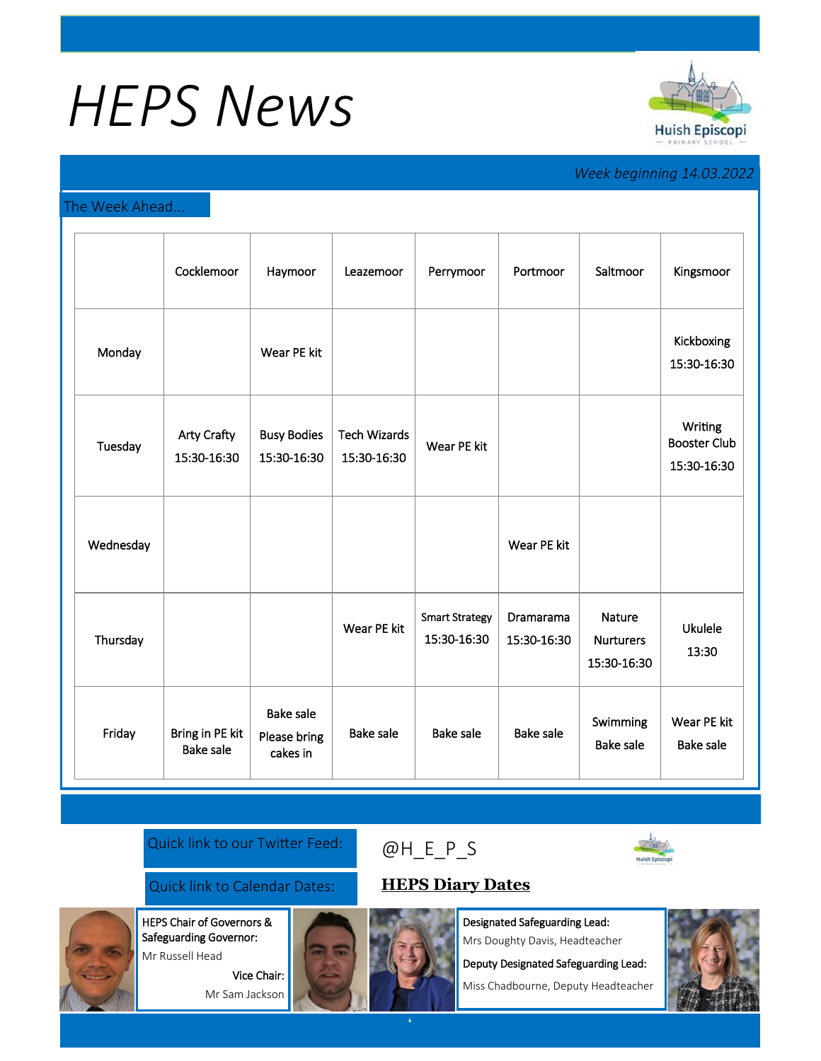# HEPS News

Huish Episcopi Primary School

*Week beginning 14.03.2022*

## The Week Ahead...

| | Cocklemoor | Haymoor | Leazemoor | Perrymoor | Portmoor | Saltmoor | Kingsmoor |
|---|---|---|---|---|---|---|---|
| Monday | | Wear PE kit | | | | | Kickboxing 15:30-16:30 |
| Tuesday | Arty Crafty 15:30-16:30 | Busy Bodies 15:30-16:30 | Tech Wizards 15:30-16:30 | Wear PE kit | | | Writing Booster Club 15:30-16:30 |
| Wednesday | | | | | Wear PE kit | | |
| Thursday | | | Wear PE kit | Smart Strategy 15:30-16:30 | Dramarama 15:30-16:30 | Nature Nurturers 15:30-16:30 | Ukulele 13:30 |
| Friday | Bring in PE kit Bake sale | Bake sale Please bring cakes in | Bake sale | Bake sale | Bake sale | Swimming Bake sale | Wear PE kit Bake sale |

Quick link to our Twitter Feed: @H_E_P_S

Quick link to Calendar Dates: **HEPS Diary Dates**

**HEPS Chair of Governors & Safeguarding Governor:** Mr Russell Head

**Vice Chair:** Mr Sam Jackson

**Designated Safeguarding Lead:** Mrs Doughty Davis, Headteacher

**Deputy Designated Safeguarding Lead:** Miss Chadbourne, Deputy Headteacher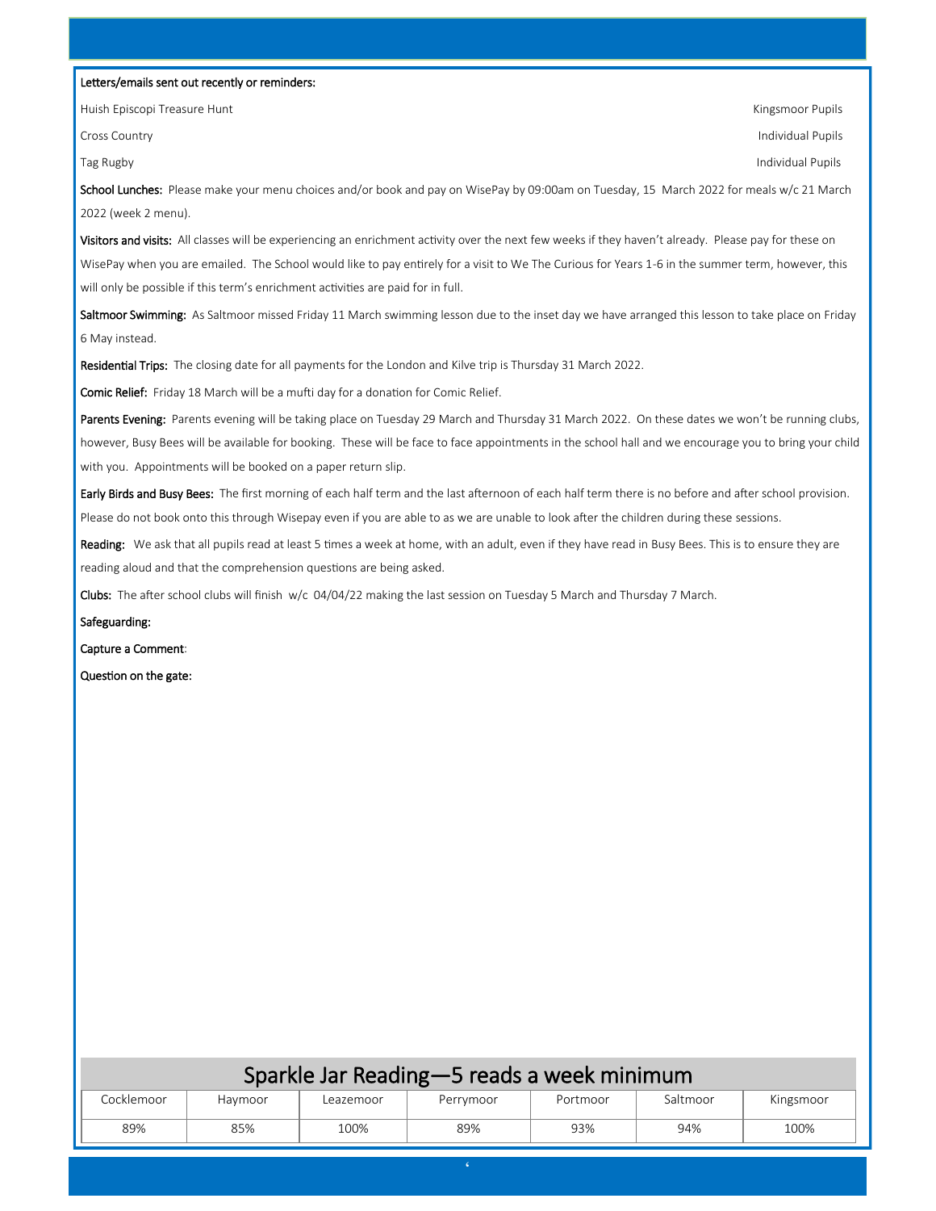**Letters/emails sent out recently or reminders:**

| | |
|---|---|
| Huish Episcopi Treasure Hunt | Kingsmoor Pupils |
| Cross Country | Individual Pupils |
| Tag Rugby | Individual Pupils |

**School Lunches:** Please make your menu choices and/or book and pay on WisePay by 09:00am on Tuesday, 15 March 2022 for meals w/c 21 March 2022 (week 2 menu).

**Visitors and visits:** All classes will be experiencing an enrichment activity over the next few weeks if they haven't already. Please pay for these on WisePay when you are emailed. The School would like to pay entirely for a visit to We The Curious for Years 1-6 in the summer term, however, this will only be possible if this term's enrichment activities are paid for in full.

**Saltmoor Swimming:** As Saltmoor missed Friday 11 March swimming lesson due to the inset day we have arranged this lesson to take place on Friday 6 May instead.

**Residential Trips:** The closing date for all payments for the London and Kilve trip is Thursday 31 March 2022.

**Comic Relief:** Friday 18 March will be a mufti day for a donation for Comic Relief.

**Parents Evening:** Parents evening will be taking place on Tuesday 29 March and Thursday 31 March 2022. On these dates we won't be running clubs, however, Busy Bees will be available for booking. These will be face to face appointments in the school hall and we encourage you to bring your child with you. Appointments will be booked on a paper return slip.

**Early Birds and Busy Bees:** The first morning of each half term and the last afternoon of each half term there is no before and after school provision. Please do not book onto this through Wisepay even if you are able to as we are unable to look after the children during these sessions.

**Reading:** We ask that all pupils read at least 5 times a week at home, with an adult, even if they have read in Busy Bees. This is to ensure they are reading aloud and that the comprehension questions are being asked.

**Clubs:** The after school clubs will finish w/c 04/04/22 making the last session on Tuesday 5 March and Thursday 7 March.

**Safeguarding:**

**Capture a Comment**:

**Question on the gate:**

## Sparkle Jar Reading—5 reads a week minimum

| Cocklemoor | Haymoor | Leazemoor | Perrymoor | Portmoor | Saltmoor | Kingsmoor |
|---|---|---|---|---|---|---|
| 89% | 85% | 100% | 89% | 93% | 94% | 100% |